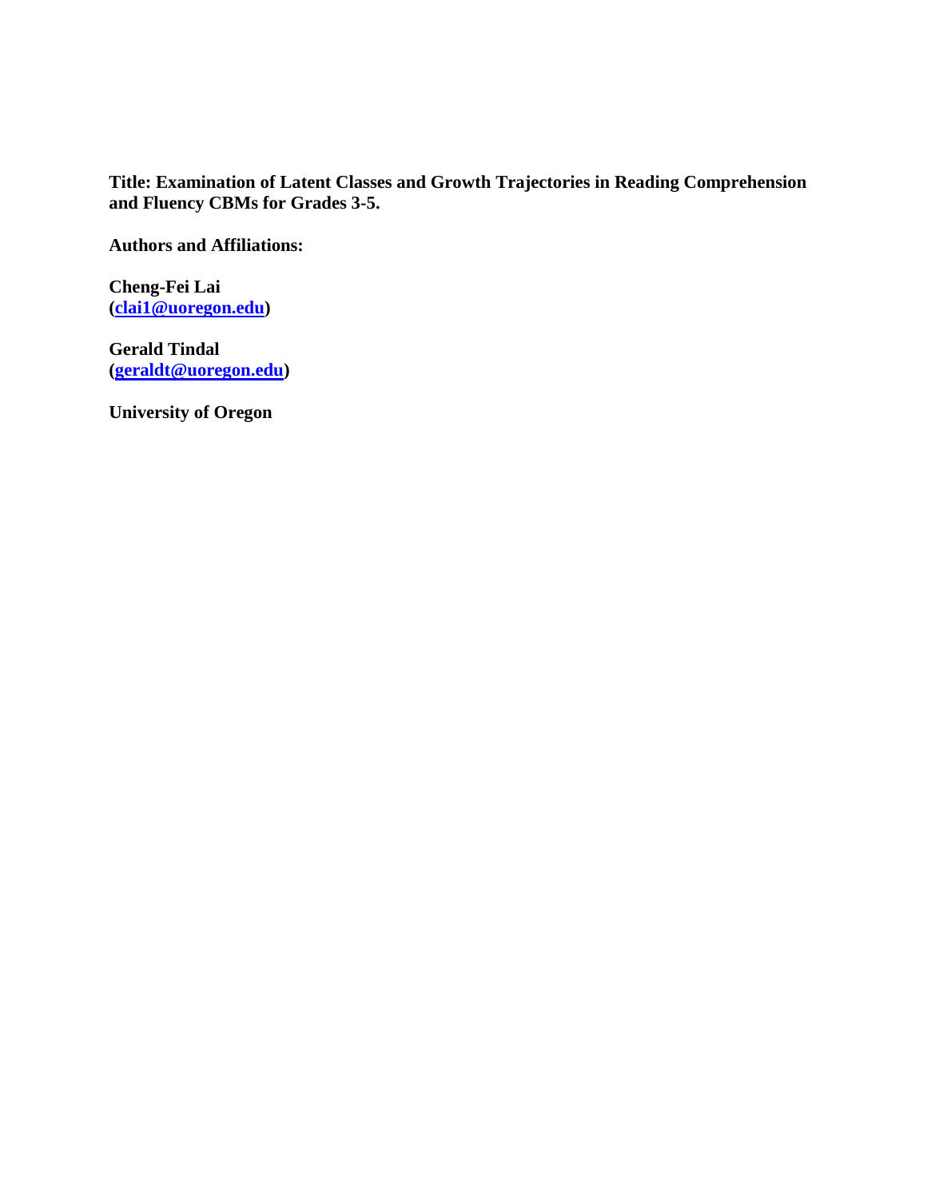**Title: Examination of Latent Classes and Growth Trajectories in Reading Comprehension and Fluency CBMs for Grades 3-5.**

**Authors and Affiliations:**

**Cheng-Fei Lai**
**(clai1@uoregon.edu)**

**Gerald Tindal**
**(geraldt@uoregon.edu)**

**University of Oregon**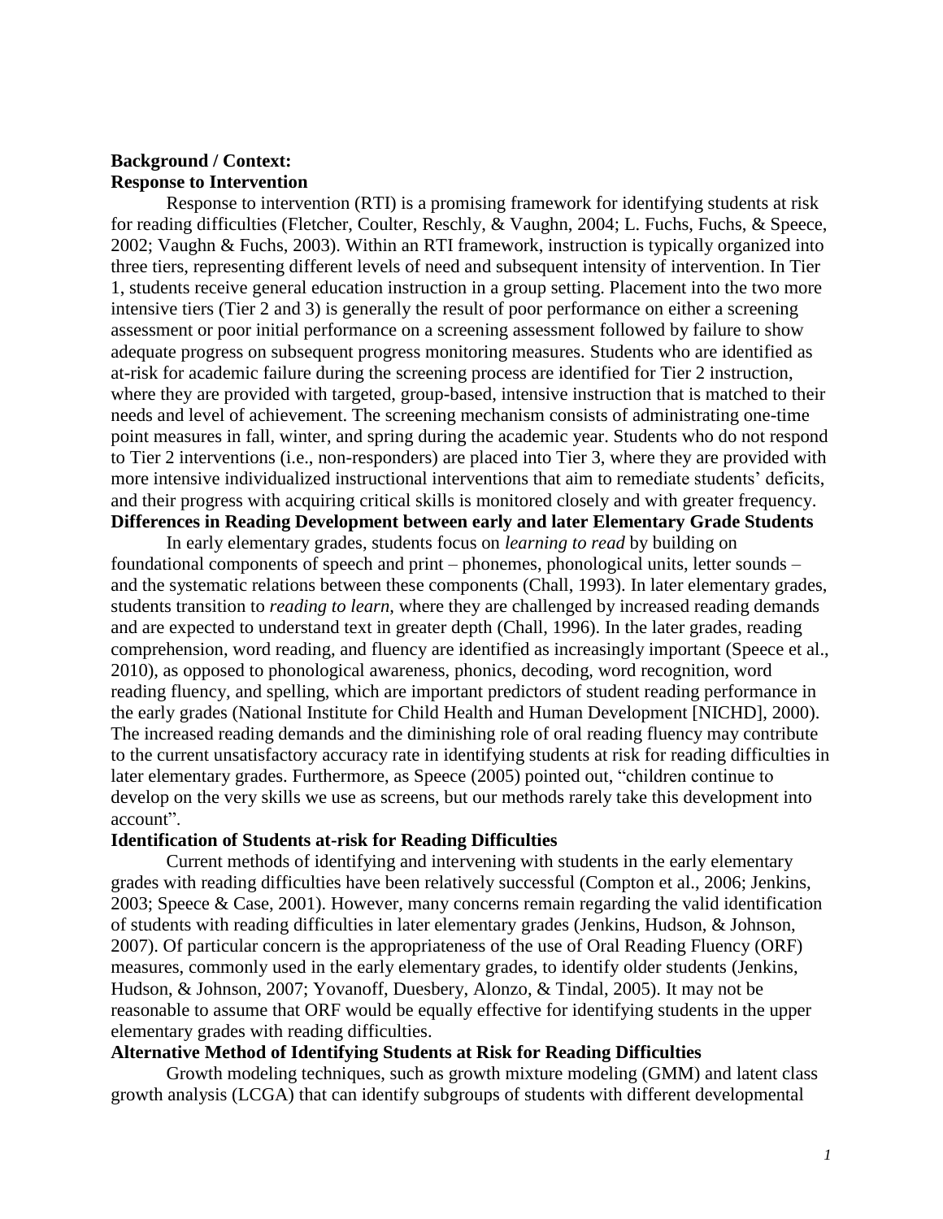**Background / Context:**

**Response to Intervention**

Response to intervention (RTI) is a promising framework for identifying students at risk for reading difficulties (Fletcher, Coulter, Reschly, & Vaughn, 2004; L. Fuchs, Fuchs, & Speece, 2002; Vaughn & Fuchs, 2003). Within an RTI framework, instruction is typically organized into three tiers, representing different levels of need and subsequent intensity of intervention. In Tier 1, students receive general education instruction in a group setting. Placement into the two more intensive tiers (Tier 2 and 3) is generally the result of poor performance on either a screening assessment or poor initial performance on a screening assessment followed by failure to show adequate progress on subsequent progress monitoring measures. Students who are identified as at-risk for academic failure during the screening process are identified for Tier 2 instruction, where they are provided with targeted, group-based, intensive instruction that is matched to their needs and level of achievement. The screening mechanism consists of administrating one-time point measures in fall, winter, and spring during the academic year. Students who do not respond to Tier 2 interventions (i.e., non-responders) are placed into Tier 3, where they are provided with more intensive individualized instructional interventions that aim to remediate students' deficits, and their progress with acquiring critical skills is monitored closely and with greater frequency.

**Differences in Reading Development between early and later Elementary Grade Students**

In early elementary grades, students focus on *learning to read* by building on foundational components of speech and print – phonemes, phonological units, letter sounds – and the systematic relations between these components (Chall, 1993). In later elementary grades, students transition to *reading to learn*, where they are challenged by increased reading demands and are expected to understand text in greater depth (Chall, 1996). In the later grades, reading comprehension, word reading, and fluency are identified as increasingly important (Speece et al., 2010), as opposed to phonological awareness, phonics, decoding, word recognition, word reading fluency, and spelling, which are important predictors of student reading performance in the early grades (National Institute for Child Health and Human Development [NICHD], 2000). The increased reading demands and the diminishing role of oral reading fluency may contribute to the current unsatisfactory accuracy rate in identifying students at risk for reading difficulties in later elementary grades. Furthermore, as Speece (2005) pointed out, "children continue to develop on the very skills we use as screens, but our methods rarely take this development into account".

**Identification of Students at-risk for Reading Difficulties**

Current methods of identifying and intervening with students in the early elementary grades with reading difficulties have been relatively successful (Compton et al., 2006; Jenkins, 2003; Speece & Case, 2001). However, many concerns remain regarding the valid identification of students with reading difficulties in later elementary grades (Jenkins, Hudson, & Johnson, 2007). Of particular concern is the appropriateness of the use of Oral Reading Fluency (ORF) measures, commonly used in the early elementary grades, to identify older students (Jenkins, Hudson, & Johnson, 2007; Yovanoff, Duesbery, Alonzo, & Tindal, 2005). It may not be reasonable to assume that ORF would be equally effective for identifying students in the upper elementary grades with reading difficulties.

**Alternative Method of Identifying Students at Risk for Reading Difficulties**

Growth modeling techniques, such as growth mixture modeling (GMM) and latent class growth analysis (LCGA) that can identify subgroups of students with different developmental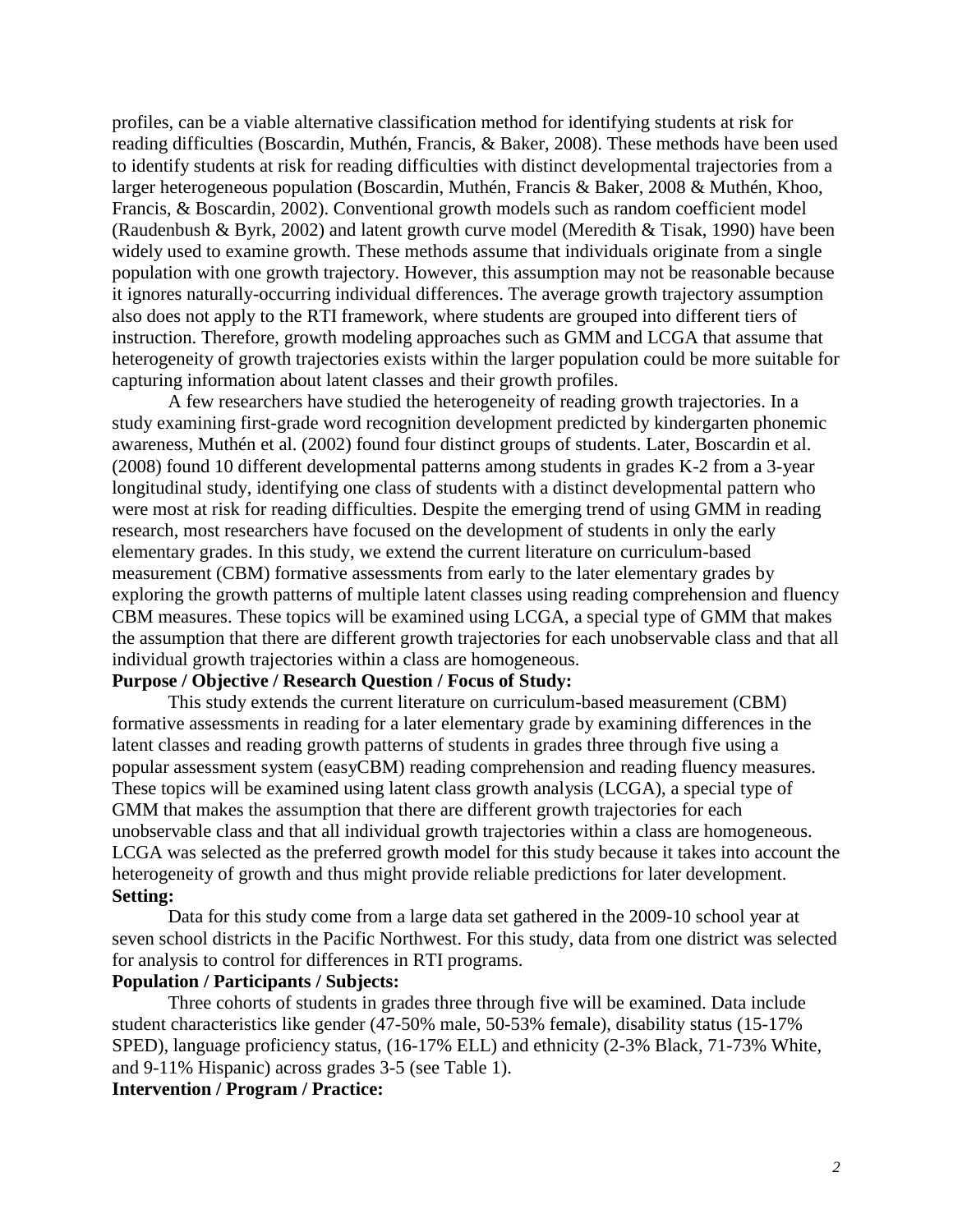profiles, can be a viable alternative classification method for identifying students at risk for reading difficulties (Boscardin, Muthén, Francis, & Baker, 2008). These methods have been used to identify students at risk for reading difficulties with distinct developmental trajectories from a larger heterogeneous population (Boscardin, Muthén, Francis & Baker, 2008 & Muthén, Khoo, Francis, & Boscardin, 2002). Conventional growth models such as random coefficient model (Raudenbush & Byrk, 2002) and latent growth curve model (Meredith & Tisak, 1990) have been widely used to examine growth. These methods assume that individuals originate from a single population with one growth trajectory. However, this assumption may not be reasonable because it ignores naturally-occurring individual differences. The average growth trajectory assumption also does not apply to the RTI framework, where students are grouped into different tiers of instruction. Therefore, growth modeling approaches such as GMM and LCGA that assume that heterogeneity of growth trajectories exists within the larger population could be more suitable for capturing information about latent classes and their growth profiles.

A few researchers have studied the heterogeneity of reading growth trajectories. In a study examining first-grade word recognition development predicted by kindergarten phonemic awareness, Muthén et al. (2002) found four distinct groups of students. Later, Boscardin et al. (2008) found 10 different developmental patterns among students in grades K-2 from a 3-year longitudinal study, identifying one class of students with a distinct developmental pattern who were most at risk for reading difficulties. Despite the emerging trend of using GMM in reading research, most researchers have focused on the development of students in only the early elementary grades. In this study, we extend the current literature on curriculum-based measurement (CBM) formative assessments from early to the later elementary grades by exploring the growth patterns of multiple latent classes using reading comprehension and fluency CBM measures. These topics will be examined using LCGA, a special type of GMM that makes the assumption that there are different growth trajectories for each unobservable class and that all individual growth trajectories within a class are homogeneous.

**Purpose / Objective / Research Question / Focus of Study:**

This study extends the current literature on curriculum-based measurement (CBM) formative assessments in reading for a later elementary grade by examining differences in the latent classes and reading growth patterns of students in grades three through five using a popular assessment system (easyCBM) reading comprehension and reading fluency measures. These topics will be examined using latent class growth analysis (LCGA), a special type of GMM that makes the assumption that there are different growth trajectories for each unobservable class and that all individual growth trajectories within a class are homogeneous. LCGA was selected as the preferred growth model for this study because it takes into account the heterogeneity of growth and thus might provide reliable predictions for later development.

**Setting:**

Data for this study come from a large data set gathered in the 2009-10 school year at seven school districts in the Pacific Northwest. For this study, data from one district was selected for analysis to control for differences in RTI programs.

**Population / Participants / Subjects:**

Three cohorts of students in grades three through five will be examined. Data include student characteristics like gender (47-50% male, 50-53% female), disability status (15-17% SPED), language proficiency status, (16-17% ELL) and ethnicity (2-3% Black, 71-73% White, and 9-11% Hispanic) across grades 3-5 (see Table 1).

**Intervention / Program / Practice:**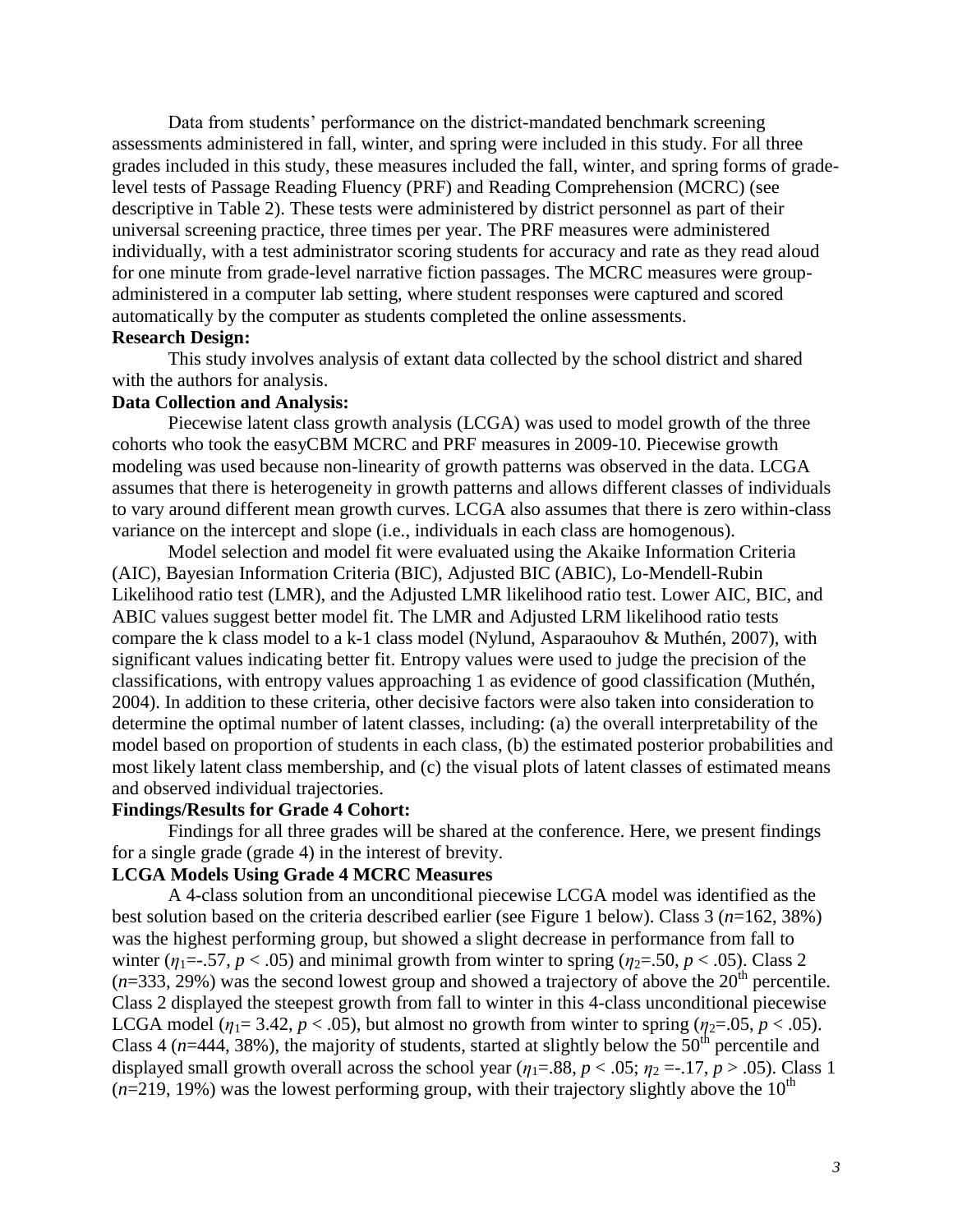Data from students' performance on the district-mandated benchmark screening assessments administered in fall, winter, and spring were included in this study. For all three grades included in this study, these measures included the fall, winter, and spring forms of grade-level tests of Passage Reading Fluency (PRF) and Reading Comprehension (MCRC) (see descriptive in Table 2). These tests were administered by district personnel as part of their universal screening practice, three times per year. The PRF measures were administered individually, with a test administrator scoring students for accuracy and rate as they read aloud for one minute from grade-level narrative fiction passages. The MCRC measures were group-administered in a computer lab setting, where student responses were captured and scored automatically by the computer as students completed the online assessments.

**Research Design:**

This study involves analysis of extant data collected by the school district and shared with the authors for analysis.

**Data Collection and Analysis:**

Piecewise latent class growth analysis (LCGA) was used to model growth of the three cohorts who took the easyCBM MCRC and PRF measures in 2009-10. Piecewise growth modeling was used because non-linearity of growth patterns was observed in the data. LCGA assumes that there is heterogeneity in growth patterns and allows different classes of individuals to vary around different mean growth curves. LCGA also assumes that there is zero within-class variance on the intercept and slope (i.e., individuals in each class are homogenous).

Model selection and model fit were evaluated using the Akaike Information Criteria (AIC), Bayesian Information Criteria (BIC), Adjusted BIC (ABIC), Lo-Mendell-Rubin Likelihood ratio test (LMR), and the Adjusted LMR likelihood ratio test. Lower AIC, BIC, and ABIC values suggest better model fit. The LMR and Adjusted LRM likelihood ratio tests compare the k class model to a k-1 class model (Nylund, Asparaouhov & Muthén, 2007), with significant values indicating better fit. Entropy values were used to judge the precision of the classifications, with entropy values approaching 1 as evidence of good classification (Muthén, 2004). In addition to these criteria, other decisive factors were also taken into consideration to determine the optimal number of latent classes, including: (a) the overall interpretability of the model based on proportion of students in each class, (b) the estimated posterior probabilities and most likely latent class membership, and (c) the visual plots of latent classes of estimated means and observed individual trajectories.

**Findings/Results for Grade 4 Cohort:**

Findings for all three grades will be shared at the conference. Here, we present findings for a single grade (grade 4) in the interest of brevity.

**LCGA Models Using Grade 4 MCRC Measures**

A 4-class solution from an unconditional piecewise LCGA model was identified as the best solution based on the criteria described earlier (see Figure 1 below). Class 3 ($n$=162, 38%) was the highest performing group, but showed a slight decrease in performance from fall to winter ($\eta_1$=-.57, $p < .05$) and minimal growth from winter to spring ($\eta_2$=.50, $p < .05$). Class 2 ($n$=333, 29%) was the second lowest group and showed a trajectory of above the 20$^{th}$ percentile. Class 2 displayed the steepest growth from fall to winter in this 4-class unconditional piecewise LCGA model ($\eta_1$= 3.42, $p < .05$), but almost no growth from winter to spring ($\eta_2$=.05, $p < .05$). Class 4 ($n$=444, 38%), the majority of students, started at slightly below the 50$^{th}$ percentile and displayed small growth overall across the school year ($\eta_1$=.88, $p < .05$; $\eta_2$ =-.17, $p > .05$). Class 1 ($n$=219, 19%) was the lowest performing group, with their trajectory slightly above the 10$^{th}$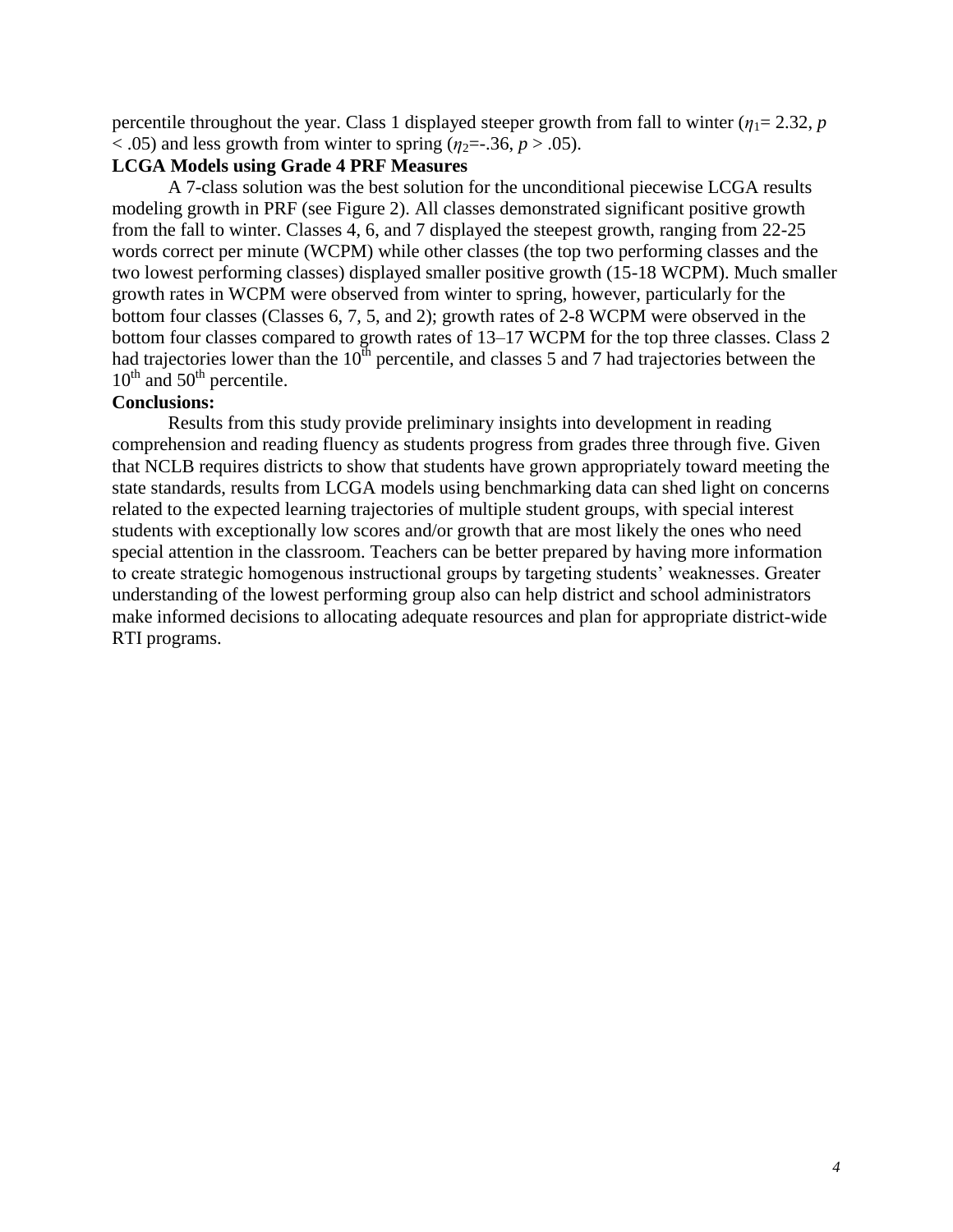percentile throughout the year. Class 1 displayed steeper growth from fall to winter ($\eta_1$= 2.32, $p < .05$) and less growth from winter to spring ($\eta_2$=-.36, $p > .05$).

**LCGA Models using Grade 4 PRF Measures**

A 7-class solution was the best solution for the unconditional piecewise LCGA results modeling growth in PRF (see Figure 2). All classes demonstrated significant positive growth from the fall to winter. Classes 4, 6, and 7 displayed the steepest growth, ranging from 22-25 words correct per minute (WCPM) while other classes (the top two performing classes and the two lowest performing classes) displayed smaller positive growth (15-18 WCPM). Much smaller growth rates in WCPM were observed from winter to spring, however, particularly for the bottom four classes (Classes 6, 7, 5, and 2); growth rates of 2-8 WCPM were observed in the bottom four classes compared to growth rates of 13–17 WCPM for the top three classes. Class 2 had trajectories lower than the 10th percentile, and classes 5 and 7 had trajectories between the 10th and 50th percentile.

**Conclusions:**

Results from this study provide preliminary insights into development in reading comprehension and reading fluency as students progress from grades three through five. Given that NCLB requires districts to show that students have grown appropriately toward meeting the state standards, results from LCGA models using benchmarking data can shed light on concerns related to the expected learning trajectories of multiple student groups, with special interest students with exceptionally low scores and/or growth that are most likely the ones who need special attention in the classroom. Teachers can be better prepared by having more information to create strategic homogenous instructional groups by targeting students' weaknesses. Greater understanding of the lowest performing group also can help district and school administrators make informed decisions to allocating adequate resources and plan for appropriate district-wide RTI programs.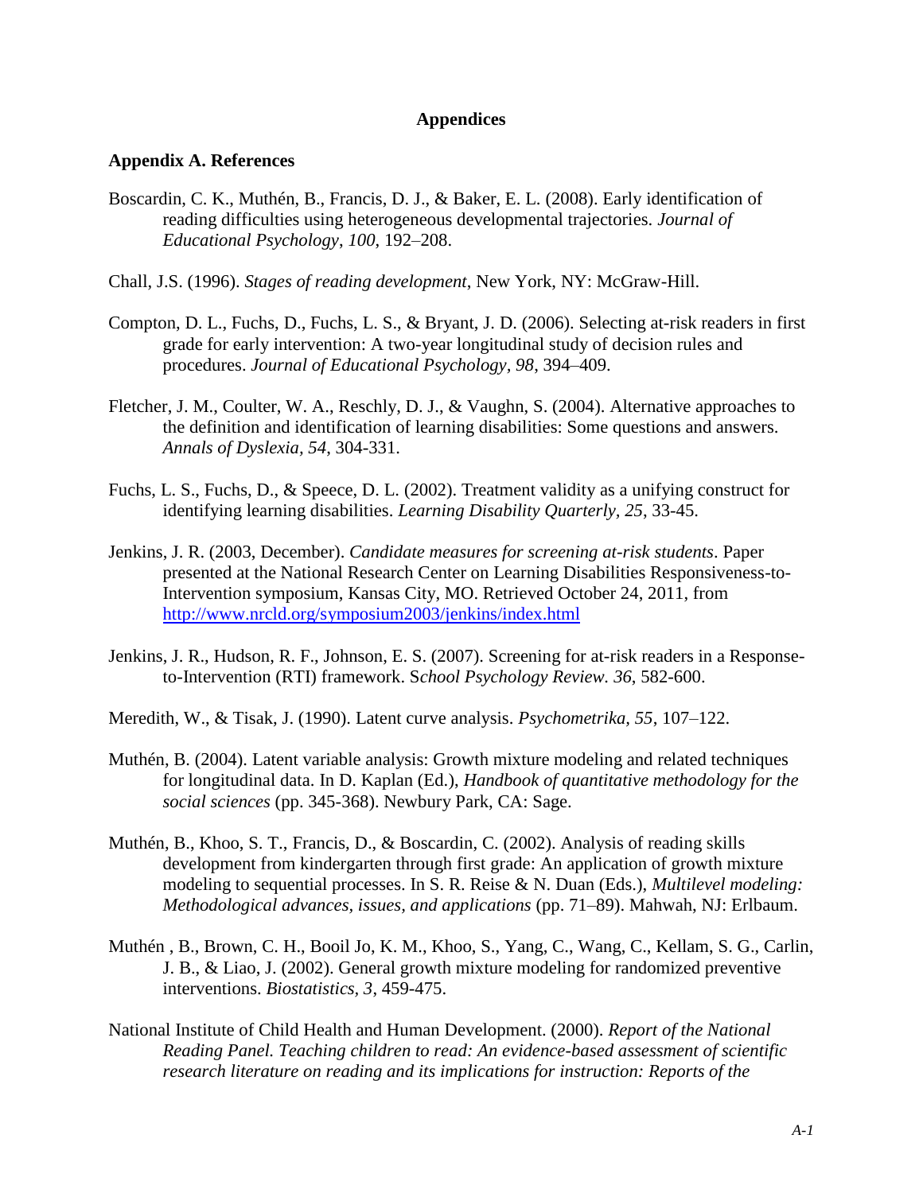# Appendices

## Appendix A. References

Boscardin, C. K., Muthén, B., Francis, D. J., & Baker, E. L. (2008). Early identification of reading difficulties using heterogeneous developmental trajectories. *Journal of Educational Psychology*, *100*, 192–208.

Chall, J.S. (1996). *Stages of reading development*, New York, NY: McGraw-Hill.

Compton, D. L., Fuchs, D., Fuchs, L. S., & Bryant, J. D. (2006). Selecting at-risk readers in first grade for early intervention: A two-year longitudinal study of decision rules and procedures. *Journal of Educational Psychology, 98*, 394–409.

Fletcher, J. M., Coulter, W. A., Reschly, D. J., & Vaughn, S. (2004). Alternative approaches to the definition and identification of learning disabilities: Some questions and answers. *Annals of Dyslexia, 54*, 304-331.

Fuchs, L. S., Fuchs, D., & Speece, D. L. (2002). Treatment validity as a unifying construct for identifying learning disabilities. *Learning Disability Quarterly, 25*, 33-45.

Jenkins, J. R. (2003, December). *Candidate measures for screening at-risk students*. Paper presented at the National Research Center on Learning Disabilities Responsiveness-to-Intervention symposium, Kansas City, MO. Retrieved October 24, 2011, from http://www.nrcld.org/symposium2003/jenkins/index.html

Jenkins, J. R., Hudson, R. F., Johnson, E. S. (2007). Screening for at-risk readers in a Response-to-Intervention (RTI) framework. S*chool Psychology Review. 36*, 582-600.

Meredith, W., & Tisak, J. (1990). Latent curve analysis. *Psychometrika*, *55*, 107–122.

Muthén, B. (2004). Latent variable analysis: Growth mixture modeling and related techniques for longitudinal data. In D. Kaplan (Ed.), *Handbook of quantitative methodology for the social sciences* (pp. 345-368). Newbury Park, CA: Sage.

Muthén, B., Khoo, S. T., Francis, D., & Boscardin, C. (2002). Analysis of reading skills development from kindergarten through first grade: An application of growth mixture modeling to sequential processes. In S. R. Reise & N. Duan (Eds.), *Multilevel modeling: Methodological advances, issues, and applications* (pp. 71–89). Mahwah, NJ: Erlbaum.

Muthén , B., Brown, C. H., Booil Jo, K. M., Khoo, S., Yang, C., Wang, C., Kellam, S. G., Carlin, J. B., & Liao, J. (2002). General growth mixture modeling for randomized preventive interventions. *Biostatistics, 3*, 459-475.

National Institute of Child Health and Human Development. (2000). *Report of the National Reading Panel. Teaching children to read: An evidence-based assessment of scientific research literature on reading and its implications for instruction: Reports of the*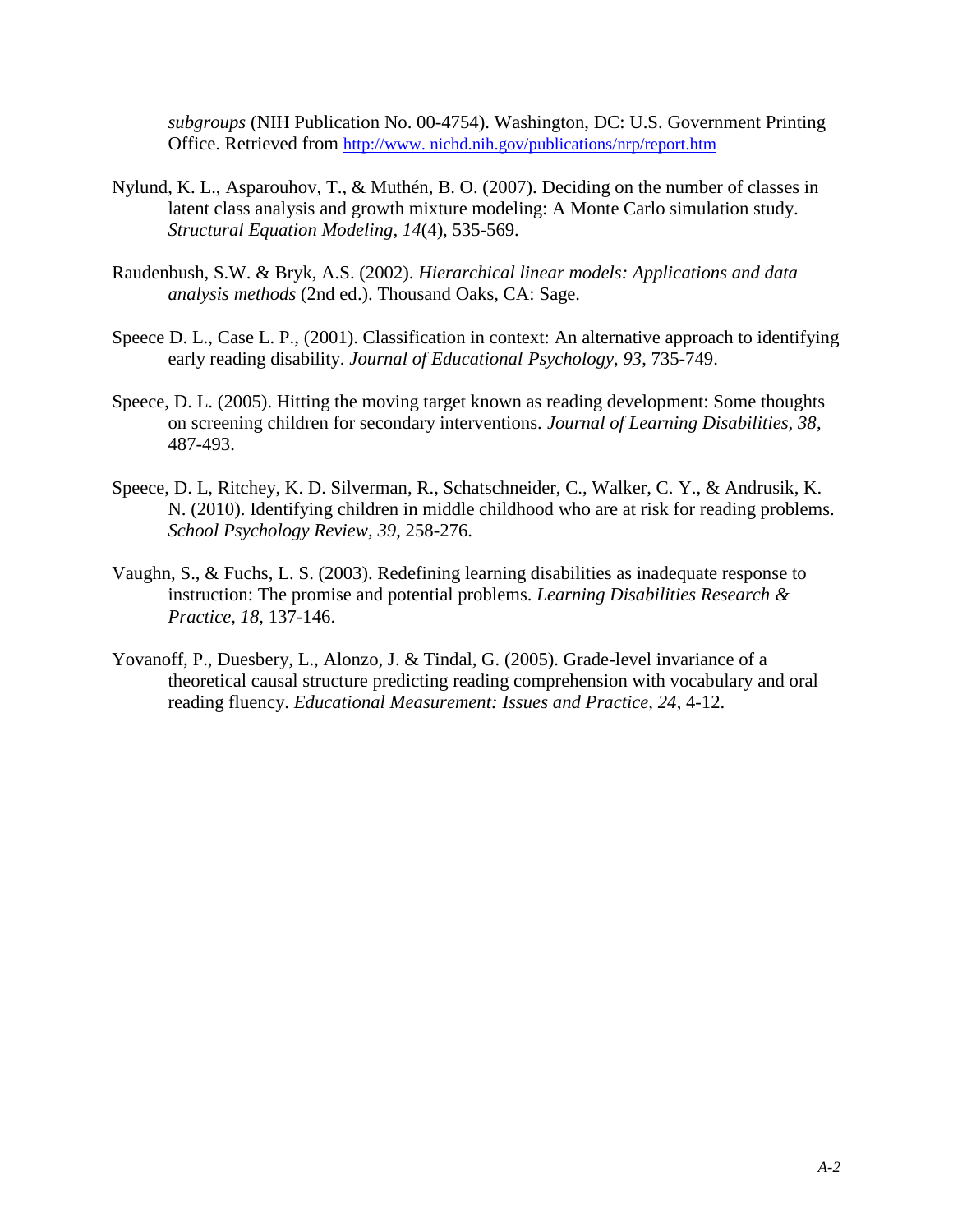*subgroups* (NIH Publication No. 00-4754). Washington, DC: U.S. Government Printing Office. Retrieved from http://www. nichd.nih.gov/publications/nrp/report.htm

Nylund, K. L., Asparouhov, T., & Muthén, B. O. (2007). Deciding on the number of classes in latent class analysis and growth mixture modeling: A Monte Carlo simulation study. *Structural Equation Modeling*, *14*(4), 535-569.

Raudenbush, S.W. & Bryk, A.S. (2002). *Hierarchical linear models: Applications and data analysis methods* (2nd ed.). Thousand Oaks, CA: Sage.

Speece D. L., Case L. P., (2001). Classification in context: An alternative approach to identifying early reading disability. *Journal of Educational Psychology*, *93*, 735-749.

Speece, D. L. (2005). Hitting the moving target known as reading development: Some thoughts on screening children for secondary interventions. *Journal of Learning Disabilities, 38*, 487-493.

Speece, D. L, Ritchey, K. D. Silverman, R., Schatschneider, C., Walker, C. Y., & Andrusik, K. N. (2010). Identifying children in middle childhood who are at risk for reading problems. *School Psychology Review, 39*, 258-276.

Vaughn, S., & Fuchs, L. S. (2003). Redefining learning disabilities as inadequate response to instruction: The promise and potential problems. *Learning Disabilities Research & Practice, 18*, 137-146.

Yovanoff, P., Duesbery, L., Alonzo, J. & Tindal, G. (2005). Grade-level invariance of a theoretical causal structure predicting reading comprehension with vocabulary and oral reading fluency. *Educational Measurement: Issues and Practice, 24*, 4-12.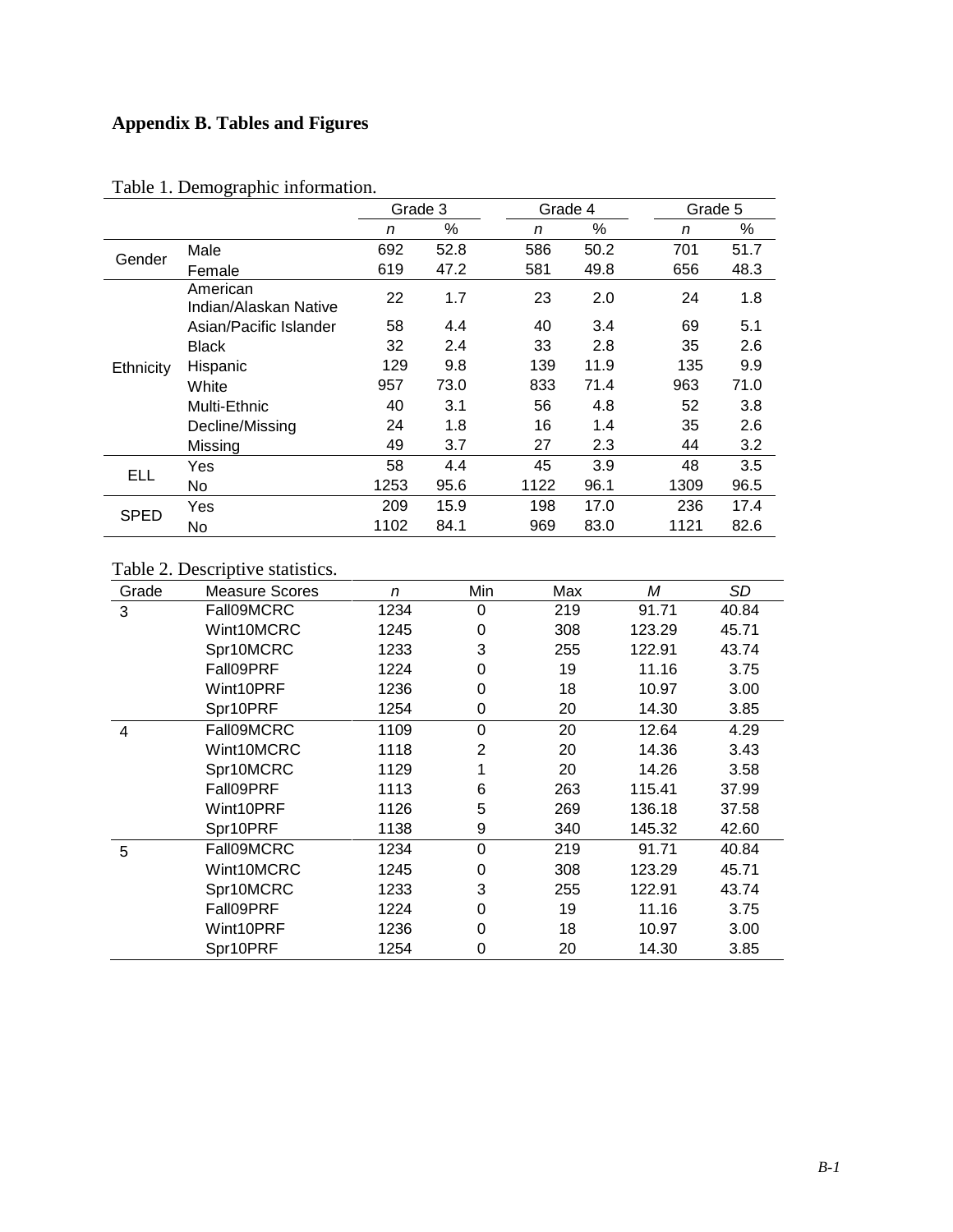## Appendix B. Tables and Figures

Table 1. Demographic information.

| | | Grade 3 | | Grade 4 | | Grade 5 | |
|---|---|---|---|---|---|---|---|
| | | *n* | % | *n* | % | *n* | % |
| Gender | Male | 692 | 52.8 | 586 | 50.2 | 701 | 51.7 |
| | Female | 619 | 47.2 | 581 | 49.8 | 656 | 48.3 |
| Ethnicity | American Indian/Alaskan Native | 22 | 1.7 | 23 | 2.0 | 24 | 1.8 |
| | Asian/Pacific Islander | 58 | 4.4 | 40 | 3.4 | 69 | 5.1 |
| | Black | 32 | 2.4 | 33 | 2.8 | 35 | 2.6 |
| | Hispanic | 129 | 9.8 | 139 | 11.9 | 135 | 9.9 |
| | White | 957 | 73.0 | 833 | 71.4 | 963 | 71.0 |
| | Multi-Ethnic | 40 | 3.1 | 56 | 4.8 | 52 | 3.8 |
| | Decline/Missing | 24 | 1.8 | 16 | 1.4 | 35 | 2.6 |
| | Missing | 49 | 3.7 | 27 | 2.3 | 44 | 3.2 |
| ELL | Yes | 58 | 4.4 | 45 | 3.9 | 48 | 3.5 |
| | No | 1253 | 95.6 | 1122 | 96.1 | 1309 | 96.5 |
| SPED | Yes | 209 | 15.9 | 198 | 17.0 | 236 | 17.4 |
| | No | 1102 | 84.1 | 969 | 83.0 | 1121 | 82.6 |

Table 2. Descriptive statistics.

| Grade | Measure Scores | *n* | Min | Max | *M* | *SD* |
|---|---|---|---|---|---|---|
| 3 | Fall09MCRC | 1234 | 0 | 219 | 91.71 | 40.84 |
| | Wint10MCRC | 1245 | 0 | 308 | 123.29 | 45.71 |
| | Spr10MCRC | 1233 | 3 | 255 | 122.91 | 43.74 |
| | Fall09PRF | 1224 | 0 | 19 | 11.16 | 3.75 |
| | Wint10PRF | 1236 | 0 | 18 | 10.97 | 3.00 |
| | Spr10PRF | 1254 | 0 | 20 | 14.30 | 3.85 |
| 4 | Fall09MCRC | 1109 | 0 | 20 | 12.64 | 4.29 |
| | Wint10MCRC | 1118 | 2 | 20 | 14.36 | 3.43 |
| | Spr10MCRC | 1129 | 1 | 20 | 14.26 | 3.58 |
| | Fall09PRF | 1113 | 6 | 263 | 115.41 | 37.99 |
| | Wint10PRF | 1126 | 5 | 269 | 136.18 | 37.58 |
| | Spr10PRF | 1138 | 9 | 340 | 145.32 | 42.60 |
| 5 | Fall09MCRC | 1234 | 0 | 219 | 91.71 | 40.84 |
| | Wint10MCRC | 1245 | 0 | 308 | 123.29 | 45.71 |
| | Spr10MCRC | 1233 | 3 | 255 | 122.91 | 43.74 |
| | Fall09PRF | 1224 | 0 | 19 | 11.16 | 3.75 |
| | Wint10PRF | 1236 | 0 | 18 | 10.97 | 3.00 |
| | Spr10PRF | 1254 | 0 | 20 | 14.30 | 3.85 |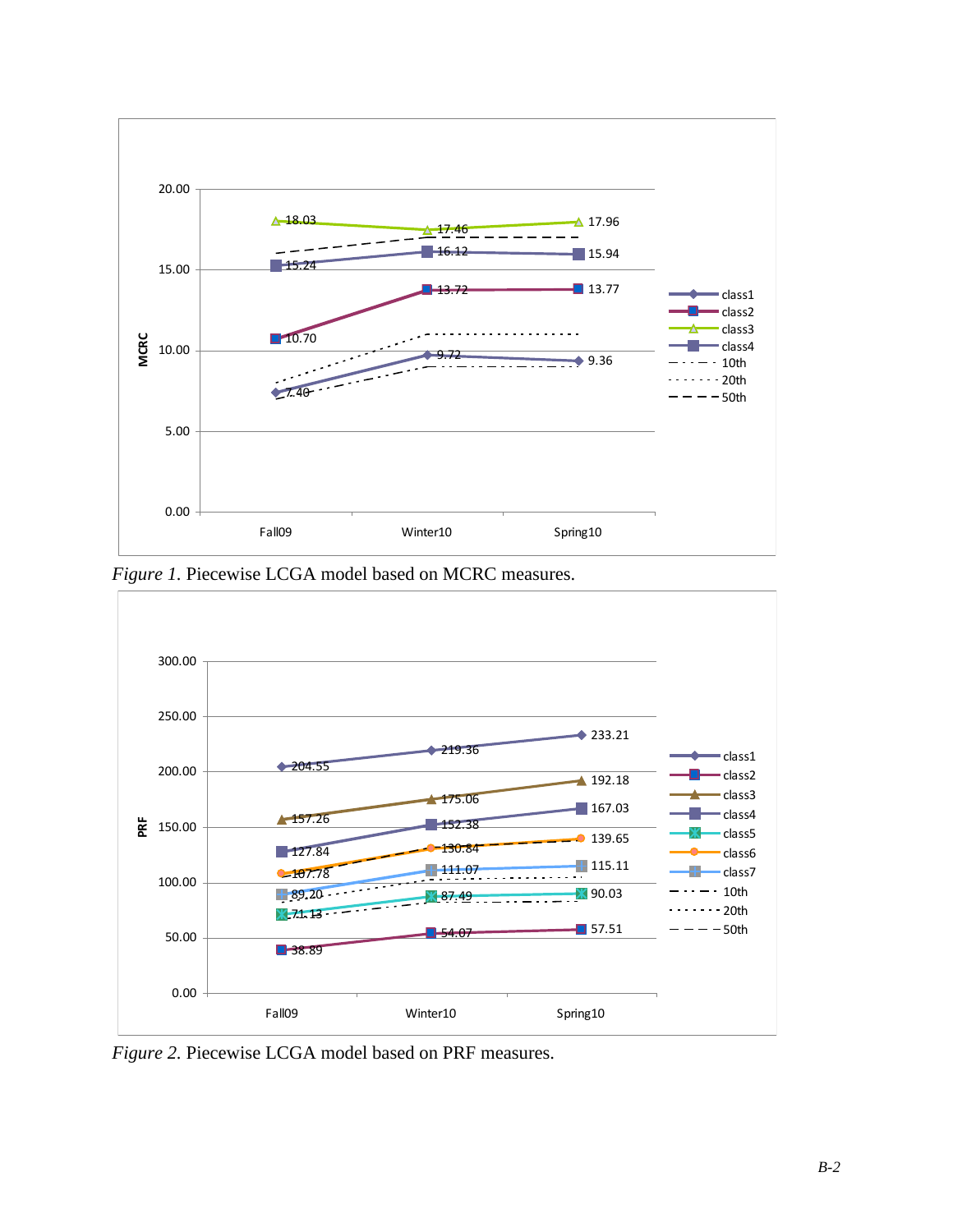20.00

15.00

10.00

5.00

0.00

MCRC

Fall09

Winter10

Spring10

18.03

17.46

17.96

15.24

16.12

15.94

10.70

13.72

13.77

7.40

9.72

9.36

class1

class2

class3

class4

10th

20th

50th

*Figure 1.* Piecewise LCGA model based on MCRC measures.

300.00

250.00

200.00

150.00

100.00

50.00

0.00

PRF

Fall09

Winter10

Spring10

204.55

219.36

233.21

157.26

175.06

192.18

127.84

152.38

167.03

107.78

130.84

139.65

89.20

111.07

115.11

71.13

87.49

90.03

38.89

54.07

57.51

class1

class2

class3

class4

class5

class6

class7

10th

20th

50th

*Figure 2.* Piecewise LCGA model based on PRF measures.